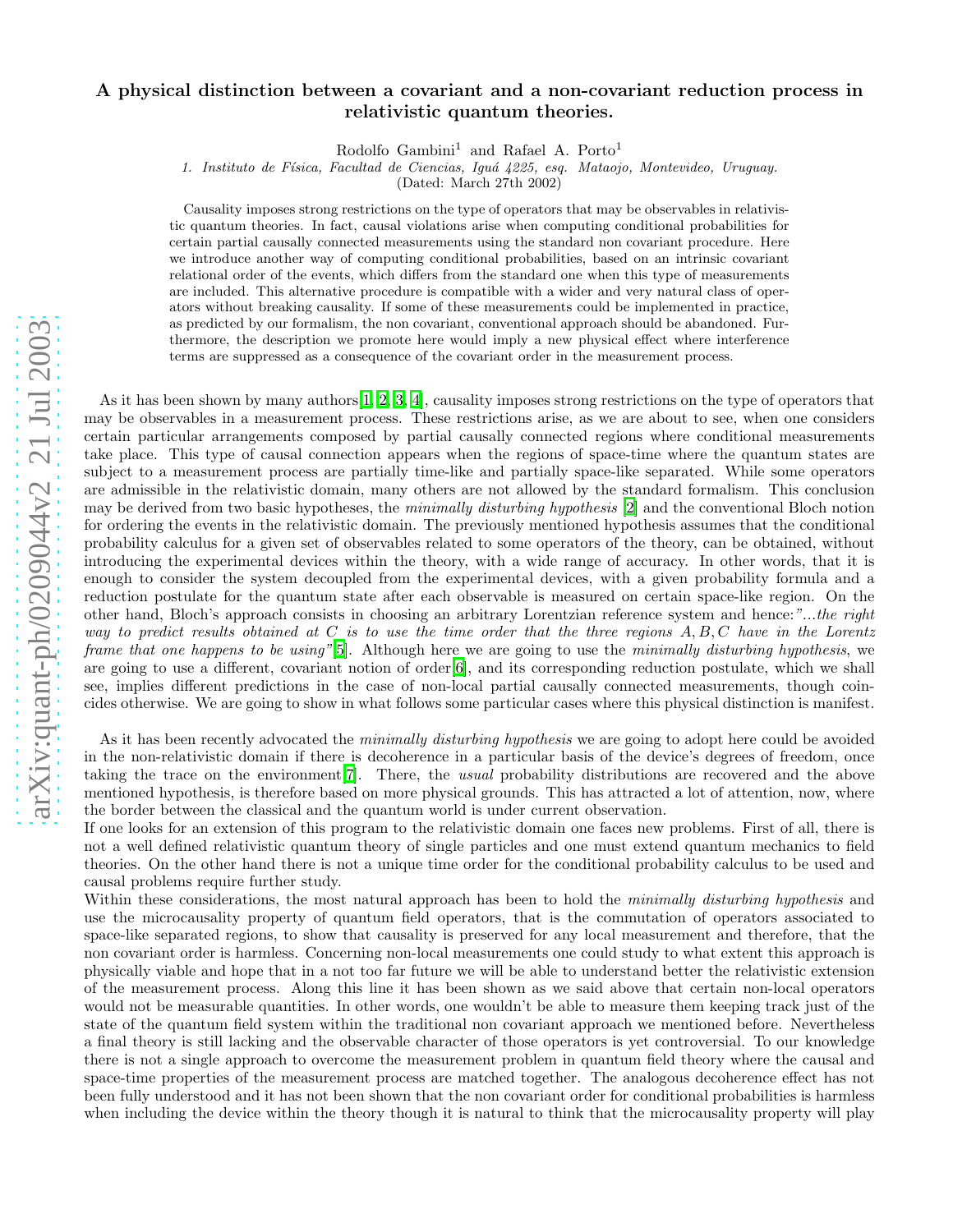# A physical distinction between a covariant and a non-covariant reduction process in relativistic quantum theories.

Rodolfo Gambini[1] and Rafael A. Porto[1]

1. *Instituto de Física, Facultad de Ciencias, Iguá 4225, esq. Mataojo, Montevideo, Uruguay.*
(Dated: March 27th 2002)

Causality imposes strong restrictions on the type of operators that may be observables in relativistic quantum theories. In fact, causal violations arise when computing conditional probabilities for certain partial causally connected measurements using the standard non covariant procedure. Here we introduce another way of computing conditional probabilities, based on an intrinsic covariant relational order of the events, which differs from the standard one when this type of measurements are included. This alternative procedure is compatible with a wider and very natural class of operators without breaking causality. If some of these measurements could be implemented in practice, as predicted by our formalism, the non covariant, conventional approach should be abandoned. Furthermore, the description we promote here would imply a new physical effect where interference terms are suppressed as a consequence of the covariant order in the measurement process.

As it has been shown by many authors[1, 2, 3, 4], causality imposes strong restrictions on the type of operators that may be observables in a measurement process. These restrictions arise, as we are about to see, when one considers certain particular arrangements composed by partial causally connected regions where conditional measurements take place. This type of causal connection appears when the regions of space-time where the quantum states are subject to a measurement process are partially time-like and partially space-like separated. While some operators are admissible in the relativistic domain, many others are not allowed by the standard formalism. This conclusion may be derived from two basic hypotheses, the *minimally disturbing hypothesis* [2] and the conventional Bloch notion for ordering the events in the relativistic domain. The previously mentioned hypothesis assumes that the conditional probability calculus for a given set of observables related to some operators of the theory, can be obtained, without introducing the experimental devices within the theory, with a wide range of accuracy. In other words, that it is enough to consider the system decoupled from the experimental devices, with a given probability formula and a reduction postulate for the quantum state after each observable is measured on certain space-like region. On the other hand, Bloch's approach consists in choosing an arbitrary Lorentzian reference system and hence:*"...the right way to predict results obtained at C is to use the time order that the three regions A, B, C have in the Lorentz frame that one happens to be using"*[5]. Although here we are going to use the *minimally disturbing hypothesis*, we are going to use a different, covariant notion of order[6], and its corresponding reduction postulate, which we shall see, implies different predictions in the case of non-local partial causally connected measurements, though coincides otherwise. We are going to show in what follows some particular cases where this physical distinction is manifest.

As it has been recently advocated the *minimally disturbing hypothesis* we are going to adopt here could be avoided in the non-relativistic domain if there is decoherence in a particular basis of the device's degrees of freedom, once taking the trace on the environment[7]. There, the *usual* probability distributions are recovered and the above mentioned hypothesis, is therefore based on more physical grounds. This has attracted a lot of attention, now, where the border between the classical and the quantum world is under current observation.
If one looks for an extension of this program to the relativistic domain one faces new problems. First of all, there is not a well defined relativistic quantum theory of single particles and one must extend quantum mechanics to field theories. On the other hand there is not a unique time order for the conditional probability calculus to be used and causal problems require further study.
Within these considerations, the most natural approach has been to hold the *minimally disturbing hypothesis* and use the microcausality property of quantum field operators, that is the commutation of operators associated to space-like separated regions, to show that causality is preserved for any local measurement and therefore, that the non covariant order is harmless. Concerning non-local measurements one could study to what extent this approach is physically viable and hope that in a not too far future we will be able to understand better the relativistic extension of the measurement process. Along this line it has been shown as we said above that certain non-local operators would not be measurable quantities. In other words, one wouldn't be able to measure them keeping track just of the state of the quantum field system within the traditional non covariant approach we mentioned before. Nevertheless a final theory is still lacking and the observable character of those operators is yet controversial. To our knowledge there is not a single approach to overcome the measurement problem in quantum field theory where the causal and space-time properties of the measurement process are matched together. The analogous decoherence effect has not been fully understood and it has not been shown that the non covariant order for conditional probabilities is harmless when including the device within the theory though it is natural to think that the microcausality property will play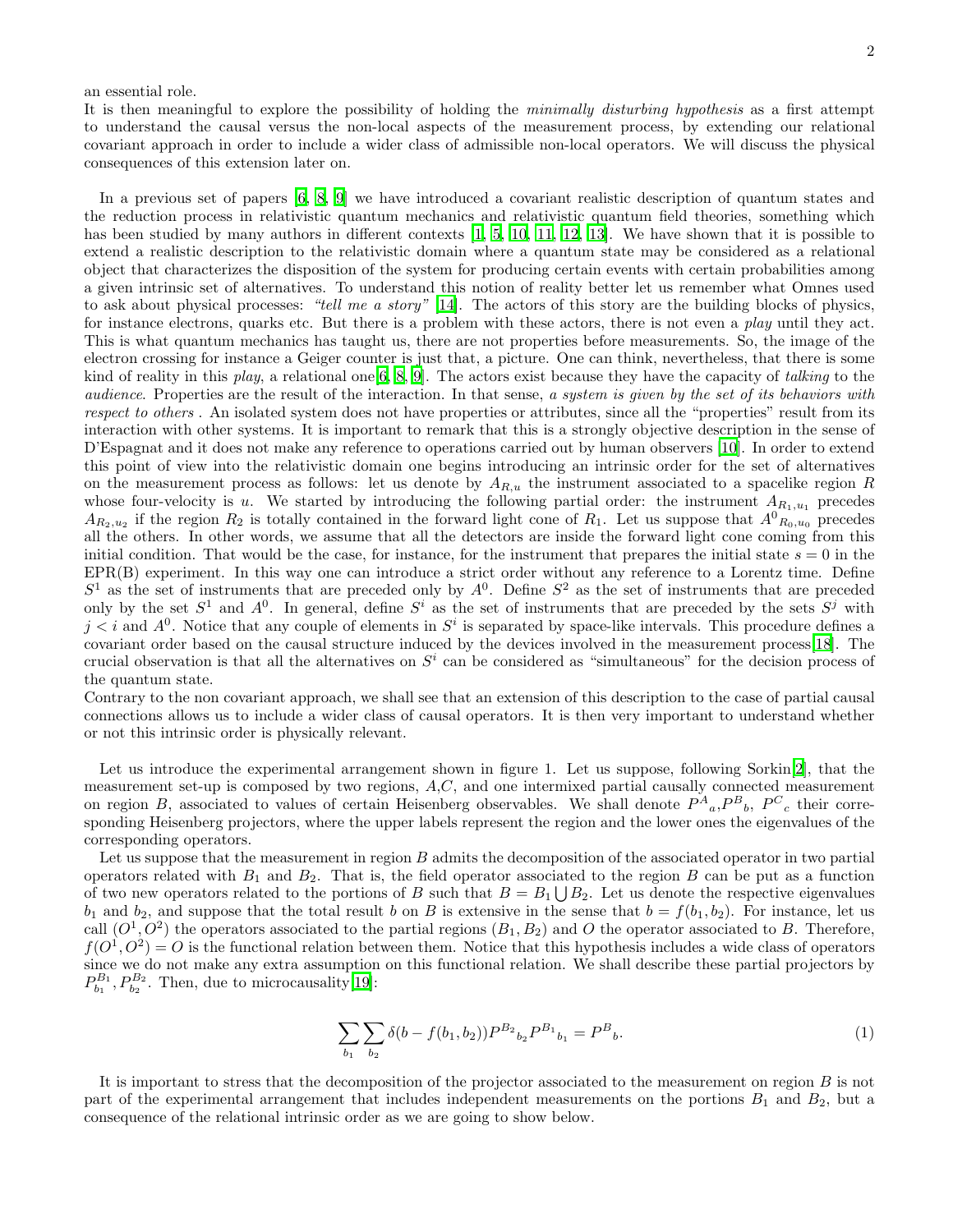an essential role.
It is then meaningful to explore the possibility of holding the *minimally disturbing hypothesis* as a first attempt to understand the causal versus the non-local aspects of the measurement process, by extending our relational covariant approach in order to include a wider class of admissible non-local operators. We will discuss the physical consequences of this extension later on.

In a previous set of papers [6, 8, 9] we have introduced a covariant realistic description of quantum states and the reduction process in relativistic quantum mechanics and relativistic quantum field theories, something which has been studied by many authors in different contexts [1, 5, 10, 11, 12, 13]. We have shown that it is possible to extend a realistic description to the relativistic domain where a quantum state may be considered as a relational object that characterizes the disposition of the system for producing certain events with certain probabilities among a given intrinsic set of alternatives. To understand this notion of reality better let us remember what Omnes used to ask about physical processes: *"tell me a story"* [14]. The actors of this story are the building blocks of physics, for instance electrons, quarks etc. But there is a problem with these actors, there is not even a *play* until they act. This is what quantum mechanics has taught us, there are not properties before measurements. So, the image of the electron crossing for instance a Geiger counter is just that, a picture. One can think, nevertheless, that there is some kind of reality in this *play*, a relational one[6, 8, 9]. The actors exist because they have the capacity of *talking* to the *audience*. Properties are the result of the interaction. In that sense, *a system is given by the set of its behaviors with respect to others* . An isolated system does not have properties or attributes, since all the "properties" result from its interaction with other systems. It is important to remark that this is a strongly objective description in the sense of D'Espagnat and it does not make any reference to operations carried out by human observers [10]. In order to extend this point of view into the relativistic domain one begins introducing an intrinsic order for the set of alternatives on the measurement process as follows: let us denote by $A_{R,u}$ the instrument associated to a spacelike region $R$ whose four-velocity is $u$. We started by introducing the following partial order: the instrument $A_{R_1,u_1}$ precedes $A_{R_2,u_2}$ if the region $R_2$ is totally contained in the forward light cone of $R_1$. Let us suppose that ${A^0}_{R_0,u_0}$ precedes all the others. In other words, we assume that all the detectors are inside the forward light cone coming from this initial condition. That would be the case, for instance, for the instrument that prepares the initial state $s = 0$ in the EPR(B) experiment. In this way one can introduce a strict order without any reference to a Lorentz time. Define $S^1$ as the set of instruments that are preceded only by $A^0$. Define $S^2$ as the set of instruments that are preceded only by the set $S^1$ and $A^0$. In general, define $S^i$ as the set of instruments that are preceded by the sets $S^j$ with $j < i$ and $A^0$. Notice that any couple of elements in $S^i$ is separated by space-like intervals. This procedure defines a covariant order based on the causal structure induced by the devices involved in the measurement process[18]. The crucial observation is that all the alternatives on $S^i$ can be considered as "simultaneous" for the decision process of the quantum state.
Contrary to the non covariant approach, we shall see that an extension of this description to the case of partial causal connections allows us to include a wider class of causal operators. It is then very important to understand whether or not this intrinsic order is physically relevant.

Let us introduce the experimental arrangement shown in figure 1. Let us suppose, following Sorkin[2], that the measurement set-up is composed by two regions, $A$,$C$, and one intermixed partial causally connected measurement on region $B$, associated to values of certain Heisenberg observables. We shall denote ${P^A}_a$,${P^B}_b$, ${P^C}_c$ their corresponding Heisenberg projectors, where the upper labels represent the region and the lower ones the eigenvalues of the corresponding operators.

Let us suppose that the measurement in region $B$ admits the decomposition of the associated operator in two partial operators related with $B_1$ and $B_2$. That is, the field operator associated to the region $B$ can be put as a function of two new operators related to the portions of $B$ such that $B = B_1 \bigcup B_2$. Let us denote the respective eigenvalues $b_1$ and $b_2$, and suppose that the total result $b$ on $B$ is extensive in the sense that $b = f(b_1, b_2)$. For instance, let us call $(O^1, O^2)$ the operators associated to the partial regions $(B_1, B_2)$ and $O$ the operator associated to $B$. Therefore, $f(O^1, O^2) = O$ is the functional relation between them. Notice that this hypothesis includes a wide class of operators since we do not make any extra assumption on this functional relation. We shall describe these partial projectors by $P^{B_1}_{b_1}, P^{B_2}_{b_2}$. Then, due to microcausality[19]:

$$\sum_{b_1} \sum_{b_2} \delta(b - f(b_1, b_2)) {P^{B_2}}_{b_2} {P^{B_1}}_{b_1} = {P^B}_b. \tag{1}$$

It is important to stress that the decomposition of the projector associated to the measurement on region $B$ is not part of the experimental arrangement that includes independent measurements on the portions $B_1$ and $B_2$, but a consequence of the relational intrinsic order as we are going to show below.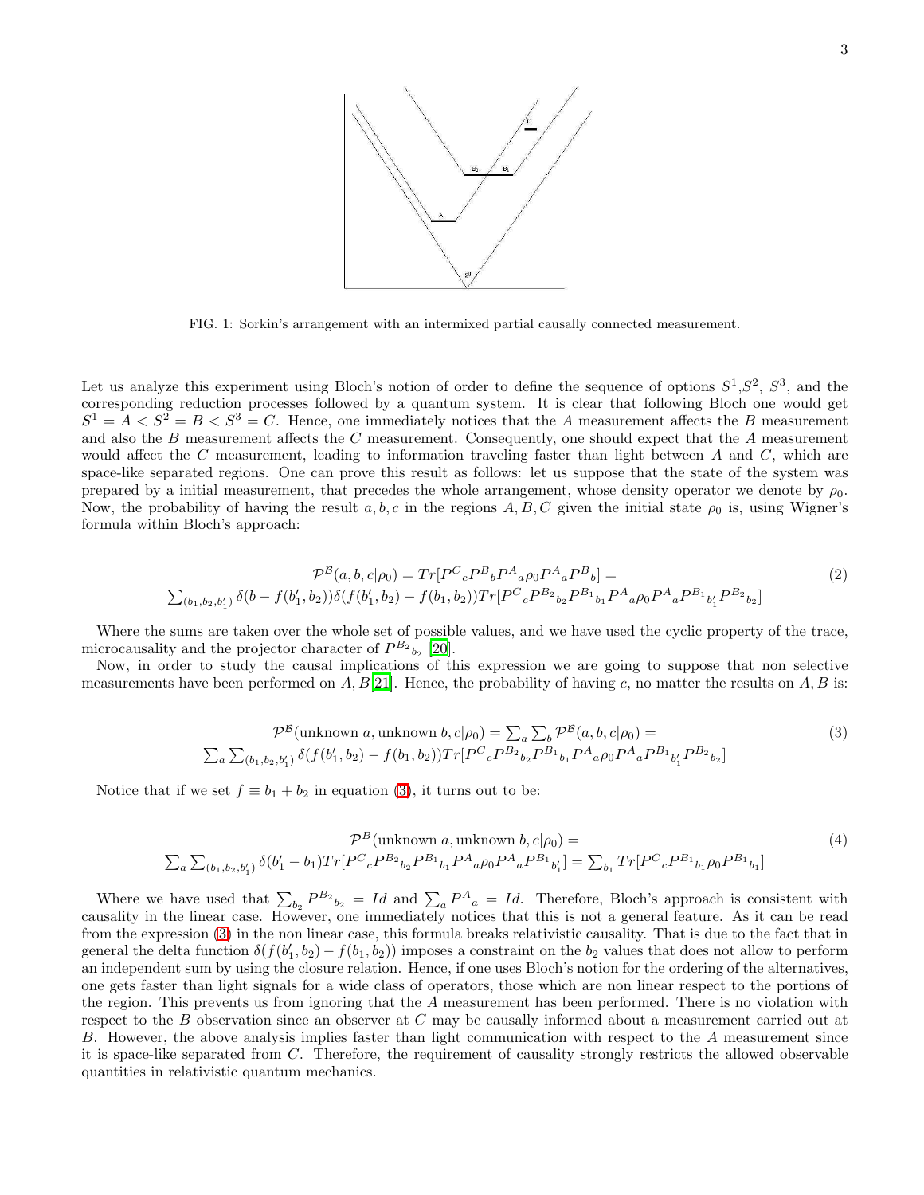FIG. 1: Sorkin's arrangement with an intermixed partial causally connected measurement.

Let us analyze this experiment using Bloch's notion of order to define the sequence of options $S^1$,$S^2$, $S^3$, and the corresponding reduction processes followed by a quantum system. It is clear that following Bloch one would get $S^1 = A < S^2 = B < S^3 = C$. Hence, one immediately notices that the $A$ measurement affects the $B$ measurement and also the $B$ measurement affects the $C$ measurement. Consequently, one should expect that the $A$ measurement would affect the $C$ measurement, leading to information traveling faster than light between $A$ and $C$, which are space-like separated regions. One can prove this result as follows: let us suppose that the state of the system was prepared by a initial measurement, that precedes the whole arrangement, whose density operator we denote by $\rho_0$. Now, the probability of having the result $a, b, c$ in the regions $A, B, C$ given the initial state $\rho_0$ is, using Wigner's formula within Bloch's approach:

$$
\begin{aligned}
\mathcal{P}^{\mathcal{B}}(a,b,c|\rho_0) = Tr[P^C{}_c P^B{}_b P^A{}_a \rho_0 P^A{}_a P^B{}_b] = \\
\sum_{(b_1,b_2,b_1')} \delta(b - f(b_1',b_2))\delta(f(b_1',b_2) - f(b_1,b_2)) Tr[P^C{}_c P^{B_2}{}_{b_2} P^{B_1}{}_{b_1} P^A{}_a \rho_0 P^A{}_a P^{B_1}{}_{b_1'} P^{B_2}{}_{b_2}]
\end{aligned} \tag{2}
$$

Where the sums are taken over the whole set of possible values, and we have used the cyclic property of the trace, microcausality and the projector character of $P^{B_2}{}_{b_2}$ [20].

Now, in order to study the causal implications of this expression we are going to suppose that non selective measurements have been performed on $A, B$[21]. Hence, the probability of having $c$, no matter the results on $A, B$ is:

$$
\begin{aligned}
\mathcal{P}^{\mathcal{B}}(\text{unknown } a, \text{unknown } b, c|\rho_0) = \sum_a \sum_b \mathcal{P}^{\mathcal{B}}(a,b,c|\rho_0) = \\
\sum_a \sum_{(b_1,b_2,b_1')} \delta(f(b_1',b_2) - f(b_1,b_2)) Tr[P^C{}_c P^{B_2}{}_{b_2} P^{B_1}{}_{b_1} P^A{}_a \rho_0 P^A{}_a P^{B_1}{}_{b_1'} P^{B_2}{}_{b_2}]
\end{aligned} \tag{3}
$$

Notice that if we set $f \equiv b_1 + b_2$ in equation (3), it turns out to be:

$$
\begin{aligned}
\mathcal{P}^{B}(\text{unknown } a, \text{unknown } b, c|\rho_0) = \\
\sum_a \sum_{(b_1,b_2,b_1')} \delta(b_1' - b_1) Tr[P^C{}_c P^{B_2}{}_{b_2} P^{B_1}{}_{b_1} P^A{}_a \rho_0 P^A{}_a P^{B_1}{}_{b_1'}] = \sum_{b_1} Tr[P^C{}_c P^{B_1}{}_{b_1} \rho_0 P^{B_1}{}_{b_1}]
\end{aligned} \tag{4}
$$

Where we have used that $\sum_{b_2} P^{B_2}{}_{b_2} = Id$ and $\sum_a P^A{}_a = Id$. Therefore, Bloch's approach is consistent with causality in the linear case. However, one immediately notices that this is not a general feature. As it can be read from the expression (3) in the non linear case, this formula breaks relativistic causality. That is due to the fact that in general the delta function $\delta(f(b_1',b_2) - f(b_1,b_2))$ imposes a constraint on the $b_2$ values that does not allow to perform an independent sum by using the closure relation. Hence, if one uses Bloch's notion for the ordering of the alternatives, one gets faster than light signals for a wide class of operators, those which are non linear respect to the portions of the region. This prevents us from ignoring that the $A$ measurement has been performed. There is no violation with respect to the $B$ observation since an observer at $C$ may be causally informed about a measurement carried out at $B$. However, the above analysis implies faster than light communication with respect to the $A$ measurement since it is space-like separated from $C$. Therefore, the requirement of causality strongly restricts the allowed observable quantities in relativistic quantum mechanics.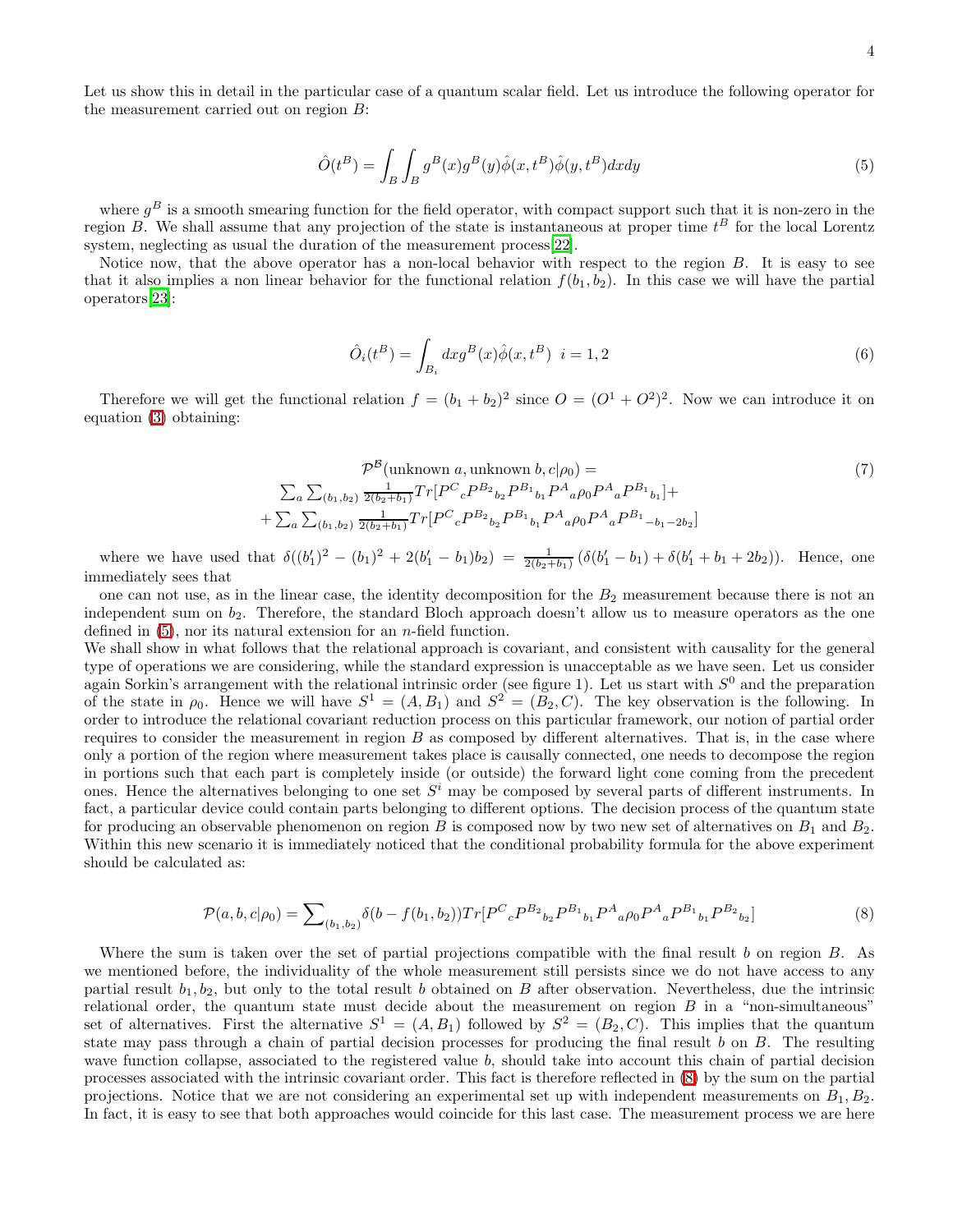Let us show this in detail in the particular case of a quantum scalar field. Let us introduce the following operator for the measurement carried out on region $B$:

$$\hat{O}(t^B) = \int_B \int_B g^B(x) g^B(y) \hat{\phi}(x, t^B) \hat{\phi}(y, t^B) dx dy \tag{5}$$

where $g^B$ is a smooth smearing function for the field operator, with compact support such that it is non-zero in the region $B$. We shall assume that any projection of the state is instantaneous at proper time $t^B$ for the local Lorentz system, neglecting as usual the duration of the measurement process[22].

Notice now, that the above operator has a non-local behavior with respect to the region $B$. It is easy to see that it also implies a non linear behavior for the functional relation $f(b_1, b_2)$. In this case we will have the partial operators[23]:

$$\hat{O}_i(t^B) = \int_{B_i} dx g^B(x) \hat{\phi}(x, t^B) \;\; i = 1, 2 \tag{6}$$

Therefore we will get the functional relation $f = (b_1 + b_2)^2$ since $O = (O^1 + O^2)^2$. Now we can introduce it on equation (3) obtaining:

$$\begin{gathered}
\mathcal{P}^{\mathcal{B}}(\text{unknown } a, \text{unknown } b, c|\rho_0) = \\
\sum_a \sum_{(b_1,b_2)} \frac{1}{2(b_2+b_1)} Tr[P^C{}_c P^{B_2}{}_{b_2} P^{B_1}{}_{b_1} P^A{}_a \rho_0 P^A{}_a P^{B_1}{}_{b_1}] + \\
+ \sum_a \sum_{(b_1,b_2)} \frac{1}{2(b_2+b_1)} Tr[P^C{}_c P^{B_2}{}_{b_2} P^{B_1}{}_{b_1} P^A{}_a \rho_0 P^A{}_a P^{B_1}{}_{-b_1-2b_2}]
\end{gathered} \tag{7}$$

where we have used that $\delta((b_1')^2 - (b_1)^2 + 2(b_1' - b_1)b_2) = \frac{1}{2(b_2+b_1)} \left(\delta(b_1' - b_1) + \delta(b_1' + b_1 + 2b_2)\right)$. Hence, one immediately sees that

one can not use, as in the linear case, the identity decomposition for the $B_2$ measurement because there is not an independent sum on $b_2$. Therefore, the standard Bloch approach doesn't allow us to measure operators as the one defined in (5), nor its natural extension for an $n$-field function.

We shall show in what follows that the relational approach is covariant, and consistent with causality for the general type of operations we are considering, while the standard expression is unacceptable as we have seen. Let us consider again Sorkin's arrangement with the relational intrinsic order (see figure 1). Let us start with $S^0$ and the preparation of the state in $\rho_0$. Hence we will have $S^1 = (A, B_1)$ and $S^2 = (B_2, C)$. The key observation is the following. In order to introduce the relational covariant reduction process on this particular framework, our notion of partial order requires to consider the measurement in region $B$ as composed by different alternatives. That is, in the case where only a portion of the region where measurement takes place is causally connected, one needs to decompose the region in portions such that each part is completely inside (or outside) the forward light cone coming from the precedent ones. Hence the alternatives belonging to one set $S^i$ may be composed by several parts of different instruments. In fact, a particular device could contain parts belonging to different options. The decision process of the quantum state for producing an observable phenomenon on region $B$ is composed now by two new set of alternatives on $B_1$ and $B_2$. Within this new scenario it is immediately noticed that the conditional probability formula for the above experiment should be calculated as:

$$\mathcal{P}(a, b, c|\rho_0) = \sum_{(b_1,b_2)} \delta(b - f(b_1, b_2)) Tr[P^C{}_c P^{B_2}{}_{b_2} P^{B_1}{}_{b_1} P^A{}_a \rho_0 P^A{}_a P^{B_1}{}_{b_1} P^{B_2}{}_{b_2}] \tag{8}$$

Where the sum is taken over the set of partial projections compatible with the final result $b$ on region $B$. As we mentioned before, the individuality of the whole measurement still persists since we do not have access to any partial result $b_1, b_2$, but only to the total result $b$ obtained on $B$ after observation. Nevertheless, due the intrinsic relational order, the quantum state must decide about the measurement on region $B$ in a "non-simultaneous" set of alternatives. First the alternative $S^1 = (A, B_1)$ followed by $S^2 = (B_2, C)$. This implies that the quantum state may pass through a chain of partial decision processes for producing the final result $b$ on $B$. The resulting wave function collapse, associated to the registered value $b$, should take into account this chain of partial decision processes associated with the intrinsic covariant order. This fact is therefore reflected in (8) by the sum on the partial projections. Notice that we are not considering an experimental set up with independent measurements on $B_1, B_2$. In fact, it is easy to see that both approaches would coincide for this last case. The measurement process we are here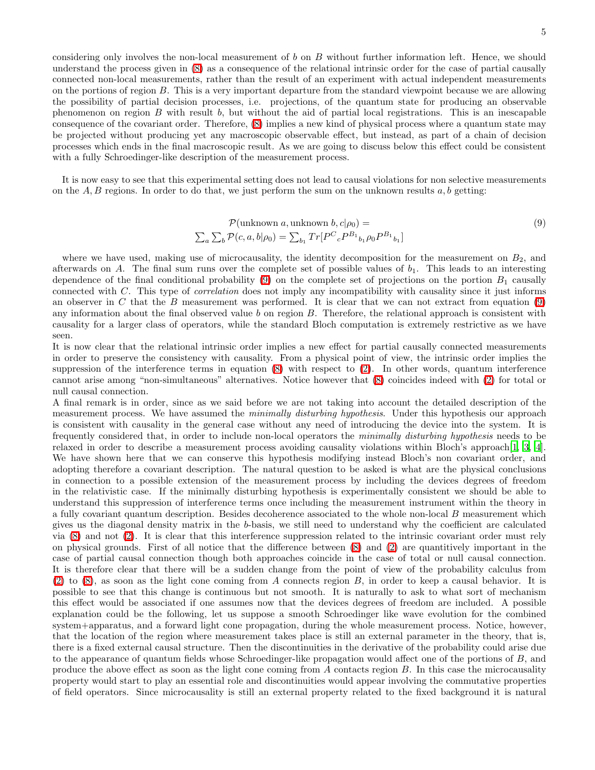considering only involves the non-local measurement of $b$ on $B$ without further information left. Hence, we should understand the process given in (8) as a consequence of the relational intrinsic order for the case of partial causally connected non-local measurements, rather than the result of an experiment with actual independent measurements on the portions of region $B$. This is a very important departure from the standard viewpoint because we are allowing the possibility of partial decision processes, i.e. projections, of the quantum state for producing an observable phenomenon on region $B$ with result $b$, but without the aid of partial local registrations. This is an inescapable consequence of the covariant order. Therefore, (8) implies a new kind of physical process where a quantum state may be projected without producing yet any macroscopic observable effect, but instead, as part of a chain of decision processes which ends in the final macroscopic result. As we are going to discuss below this effect could be consistent with a fully Schroedinger-like description of the measurement process.

It is now easy to see that this experimental setting does not lead to causal violations for non selective measurements on the $A, B$ regions. In order to do that, we just perform the sum on the unknown results $a, b$ getting:

$$
\begin{gathered}
\mathcal{P}(\text{unknown } a, \text{unknown } b, c|\rho_0) = \\
\sum_a \sum_b \mathcal{P}(c, a, b|\rho_0) = \sum_{b_1} Tr[P^C{}_c P^{B_1}{}_{b_1} \rho_0 P^{B_1}{}_{b_1}]
\end{gathered}
\tag{9}
$$

where we have used, making use of microcausality, the identity decomposition for the measurement on $B_2$, and afterwards on $A$. The final sum runs over the complete set of possible values of $b_1$. This leads to an interesting dependence of the final conditional probability (9) on the complete set of projections on the portion $B_1$ causally connected with $C$. This type of *correlation* does not imply any incompatibility with causality since it just informs an observer in $C$ that the $B$ measurement was performed. It is clear that we can not extract from equation (9) any information about the final observed value $b$ on region $B$. Therefore, the relational approach is consistent with causality for a larger class of operators, while the standard Bloch computation is extremely restrictive as we have seen.

It is now clear that the relational intrinsic order implies a new effect for partial causally connected measurements in order to preserve the consistency with causality. From a physical point of view, the intrinsic order implies the suppression of the interference terms in equation (8) with respect to (2). In other words, quantum interference cannot arise among "non-simultaneous" alternatives. Notice however that (8) coincides indeed with (2) for total or null causal connection.

A final remark is in order, since as we said before we are not taking into account the detailed description of the measurement process. We have assumed the *minimally disturbing hypothesis*. Under this hypothesis our approach is consistent with causality in the general case without any need of introducing the device into the system. It is frequently considered that, in order to include non-local operators the *minimally disturbing hypothesis* needs to be relaxed in order to describe a measurement process avoiding causality violations within Bloch's approach[1, 3, 4]. We have shown here that we can conserve this hypothesis modifying instead Bloch's non covariant order, and adopting therefore a covariant description. The natural question to be asked is what are the physical conclusions in connection to a possible extension of the measurement process by including the devices degrees of freedom in the relativistic case. If the minimally disturbing hypothesis is experimentally consistent we should be able to understand this suppression of interference terms once including the measurement instrument within the theory in a fully covariant quantum description. Besides decoherence associated to the whole non-local $B$ measurement which gives us the diagonal density matrix in the $b$-basis, we still need to understand why the coefficient are calculated via (8) and not (2). It is clear that this interference suppression related to the intrinsic covariant order must rely on physical grounds. First of all notice that the difference between (8) and (2) are quantitively important in the case of partial causal connection though both approaches coincide in the case of total or null causal connection. It is therefore clear that there will be a sudden change from the point of view of the probability calculus from (2) to (8), as soon as the light cone coming from $A$ connects region $B$, in order to keep a causal behavior. It is possible to see that this change is continuous but not smooth. It is naturally to ask to what sort of mechanism this effect would be associated if one assumes now that the devices degrees of freedom are included. A possible explanation could be the following, let us suppose a smooth Schroedinger like wave evolution for the combined system+apparatus, and a forward light cone propagation, during the whole measurement process. Notice, however, that the location of the region where measurement takes place is still an external parameter in the theory, that is, there is a fixed external causal structure. Then the discontinuities in the derivative of the probability could arise due to the appearance of quantum fields whose Schroedinger-like propagation would affect one of the portions of $B$, and produce the above effect as soon as the light cone coming from $A$ contacts region $B$. In this case the microcausality property would start to play an essential role and discontinuities would appear involving the commutative properties of field operators. Since microcausality is still an external property related to the fixed background it is natural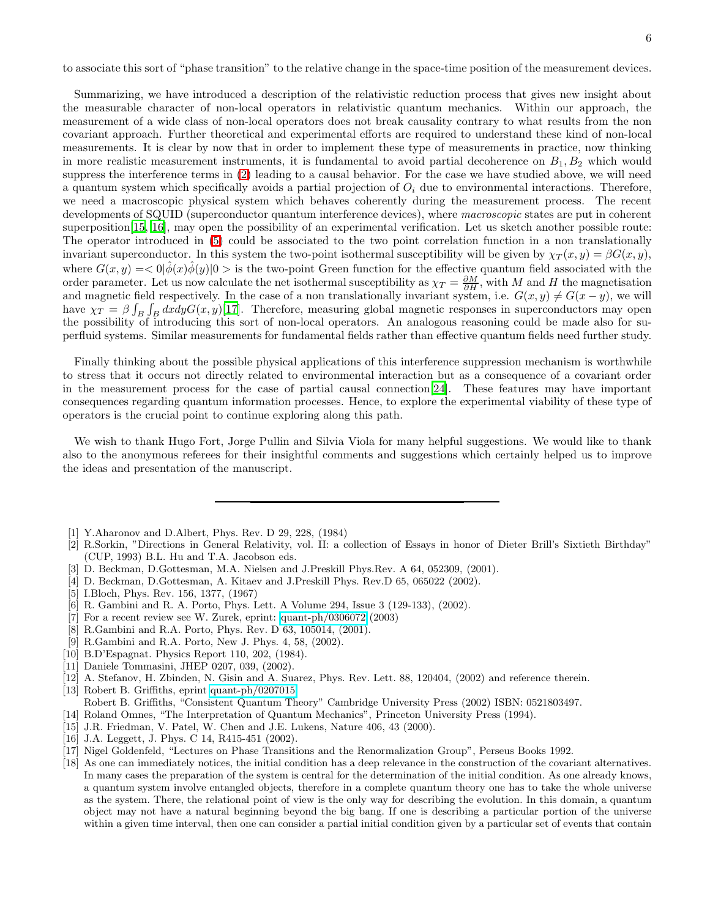to associate this sort of "phase transition" to the relative change in the space-time position of the measurement devices.

Summarizing, we have introduced a description of the relativistic reduction process that gives new insight about the measurable character of non-local operators in relativistic quantum mechanics. Within our approach, the measurement of a wide class of non-local operators does not break causality contrary to what results from the non covariant approach. Further theoretical and experimental efforts are required to understand these kind of non-local measurements. It is clear by now that in order to implement these type of measurements in practice, now thinking in more realistic measurement instruments, it is fundamental to avoid partial decoherence on $B_1, B_2$ which would suppress the interference terms in (2) leading to a causal behavior. For the case we have studied above, we will need a quantum system which specifically avoids a partial projection of $O_i$ due to environmental interactions. Therefore, we need a macroscopic physical system which behaves coherently during the measurement process. The recent developments of SQUID (superconductor quantum interference devices), where *macroscopic* states are put in coherent superposition[15, 16], may open the possibility of an experimental verification. Let us sketch another possible route: The operator introduced in (5) could be associated to the two point correlation function in a non translationally invariant superconductor. In this system the two-point isothermal susceptibility will be given by $\chi_T(x, y) = \beta G(x, y)$, where $G(x, y) =< 0|\hat{\phi}(x)\hat{\phi}(y)|0 >$ is the two-point Green function for the effective quantum field associated with the order parameter. Let us now calculate the net isothermal susceptibility as $\chi_T = \frac{\partial M}{\partial H}$, with $M$ and $H$ the magnetisation and magnetic field respectively. In the case of a non translationally invariant system, i.e. $G(x, y) \neq G(x - y)$, we will have $\chi_T = \beta \int_B \int_B dxdyG(x, y)$[17]. Therefore, measuring global magnetic responses in superconductors may open the possibility of introducing this sort of non-local operators. An analogous reasoning could be made also for superfluid systems. Similar measurements for fundamental fields rather than effective quantum fields need further study.

Finally thinking about the possible physical applications of this interference suppression mechanism is worthwhile to stress that it occurs not directly related to environmental interaction but as a consequence of a covariant order in the measurement process for the case of partial causal connection[24]. These features may have important consequences regarding quantum information processes. Hence, to explore the experimental viability of these type of operators is the crucial point to continue exploring along this path.

We wish to thank Hugo Fort, Jorge Pullin and Silvia Viola for many helpful suggestions. We would like to thank also to the anonymous referees for their insightful comments and suggestions which certainly helped us to improve the ideas and presentation of the manuscript.

---

- [1] Y.Aharonov and D.Albert, Phys. Rev. D 29, 228, (1984)
- [2] R.Sorkin, "Directions in General Relativity, vol. II: a collection of Essays in honor of Dieter Brill's Sixtieth Birthday" (CUP, 1993) B.L. Hu and T.A. Jacobson eds.
- [3] D. Beckman, D.Gottesman, M.A. Nielsen and J.Preskill Phys.Rev. A 64, 052309, (2001).
- [4] D. Beckman, D.Gottesman, A. Kitaev and J.Preskill Phys. Rev.D 65, 065022 (2002).
- [5] I.Bloch, Phys. Rev. 156, 1377, (1967)
- [6] R. Gambini and R. A. Porto, Phys. Lett. A Volume 294, Issue 3 (129-133), (2002).
- [7] For a recent review see W. Zurek, eprint: quant-ph/0306072 (2003)
- [8] R.Gambini and R.A. Porto, Phys. Rev. D 63, 105014, (2001).
- [9] R.Gambini and R.A. Porto, New J. Phys. 4, 58, (2002).
- [10] B.D'Espagnat. Physics Report 110, 202, (1984).
- [11] Daniele Tommasini, JHEP 0207, 039, (2002).
- [12] A. Stefanov, H. Zbinden, N. Gisin and A. Suarez, Phys. Rev. Lett. 88, 120404, (2002) and reference therein.
- [13] Robert B. Griffiths, eprint quant-ph/0207015  
  Robert B. Griffiths, "Consistent Quantum Theory" Cambridge University Press (2002) ISBN: 0521803497.
- [14] Roland Omnes, "The Interpretation of Quantum Mechanics", Princeton University Press (1994).
- [15] J.R. Friedman, V. Patel, W. Chen and J.E. Lukens, Nature 406, 43 (2000).
- [16] J.A. Leggett, J. Phys. C 14, R415-451 (2002).
- [17] Nigel Goldenfeld, "Lectures on Phase Transitions and the Renormalization Group", Perseus Books 1992.
- [18] As one can immediately notices, the initial condition has a deep relevance in the construction of the covariant alternatives. In many cases the preparation of the system is central for the determination of the initial condition. As one already knows, a quantum system involve entangled objects, therefore in a complete quantum theory one has to take the whole universe as the system. There, the relational point of view is the only way for describing the evolution. In this domain, a quantum object may not have a natural beginning beyond the big bang. If one is describing a particular portion of the universe within a given time interval, then one can consider a partial initial condition given by a particular set of events that contain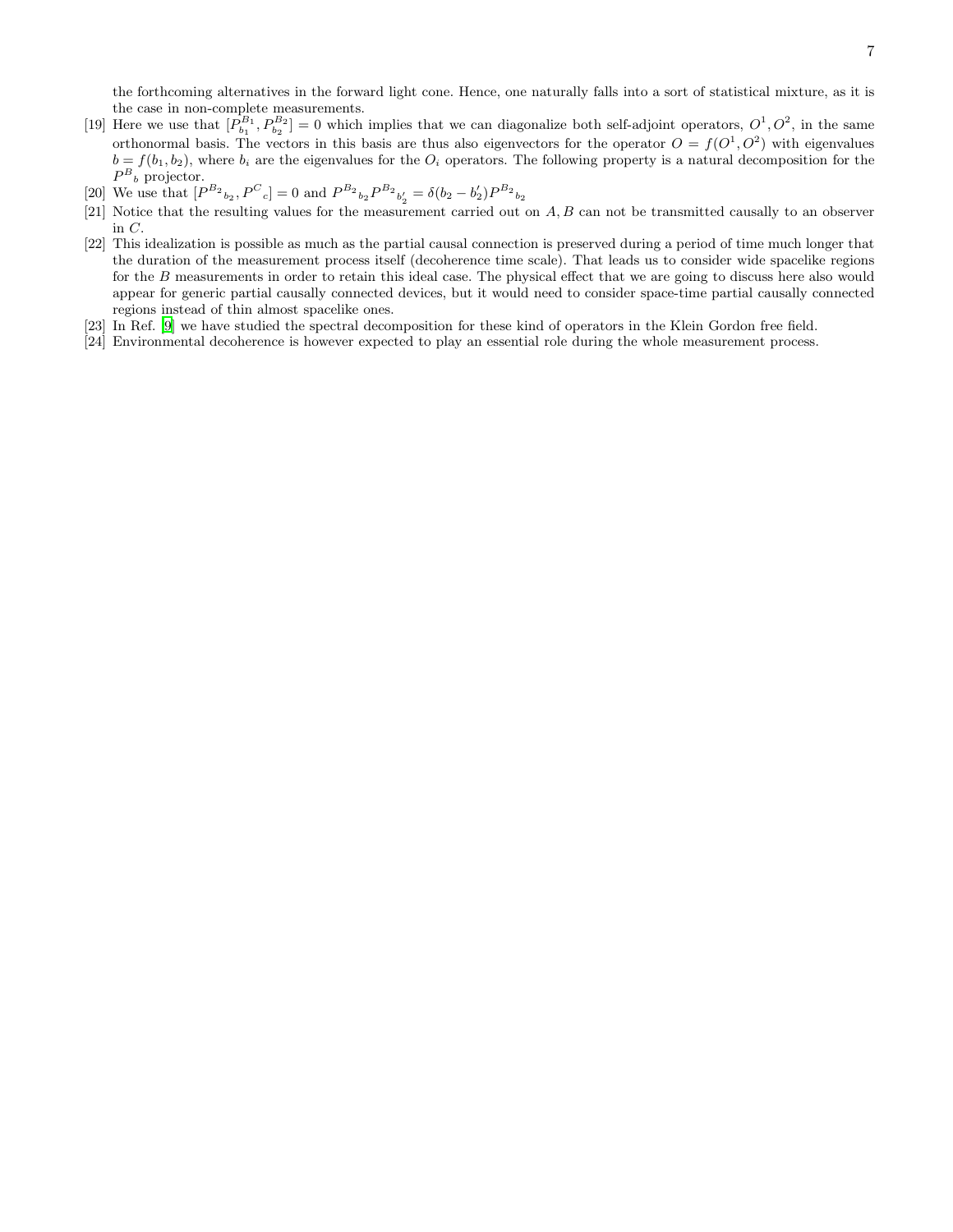the forthcoming alternatives in the forward light cone. Hence, one naturally falls into a sort of statistical mixture, as it is the case in non-complete measurements.

[19] Here we use that $[P^{B_1}_{b_1}, P^{B_2}_{b_2}] = 0$ which implies that we can diagonalize both self-adjoint operators, $O^1, O^2$, in the same orthonormal basis. The vectors in this basis are thus also eigenvectors for the operator $O = f(O^1, O^2)$ with eigenvalues $b = f(b_1, b_2)$, where $b_i$ are the eigenvalues for the $O_i$ operators. The following property is a natural decomposition for the ${P^B}_b$ projector.

[20] We use that $[{P^{B_2}}_{b_2}, {P^C}_c] = 0$ and ${P^{B_2}}_{b_2}{P^{B_2}}_{b_2'} = \delta(b_2 - b_2'){P^{B_2}}_{b_2}$

[21] Notice that the resulting values for the measurement carried out on $A, B$ can not be transmitted causally to an observer in $C$.

[22] This idealization is possible as much as the partial causal connection is preserved during a period of time much longer that the duration of the measurement process itself (decoherence time scale). That leads us to consider wide spacelike regions for the $B$ measurements in order to retain this ideal case. The physical effect that we are going to discuss here also would appear for generic partial causally connected devices, but it would need to consider space-time partial causally connected regions instead of thin almost spacelike ones.

[23] In Ref. [9] we have studied the spectral decomposition for these kind of operators in the Klein Gordon free field.

[24] Environmental decoherence is however expected to play an essential role during the whole measurement process.